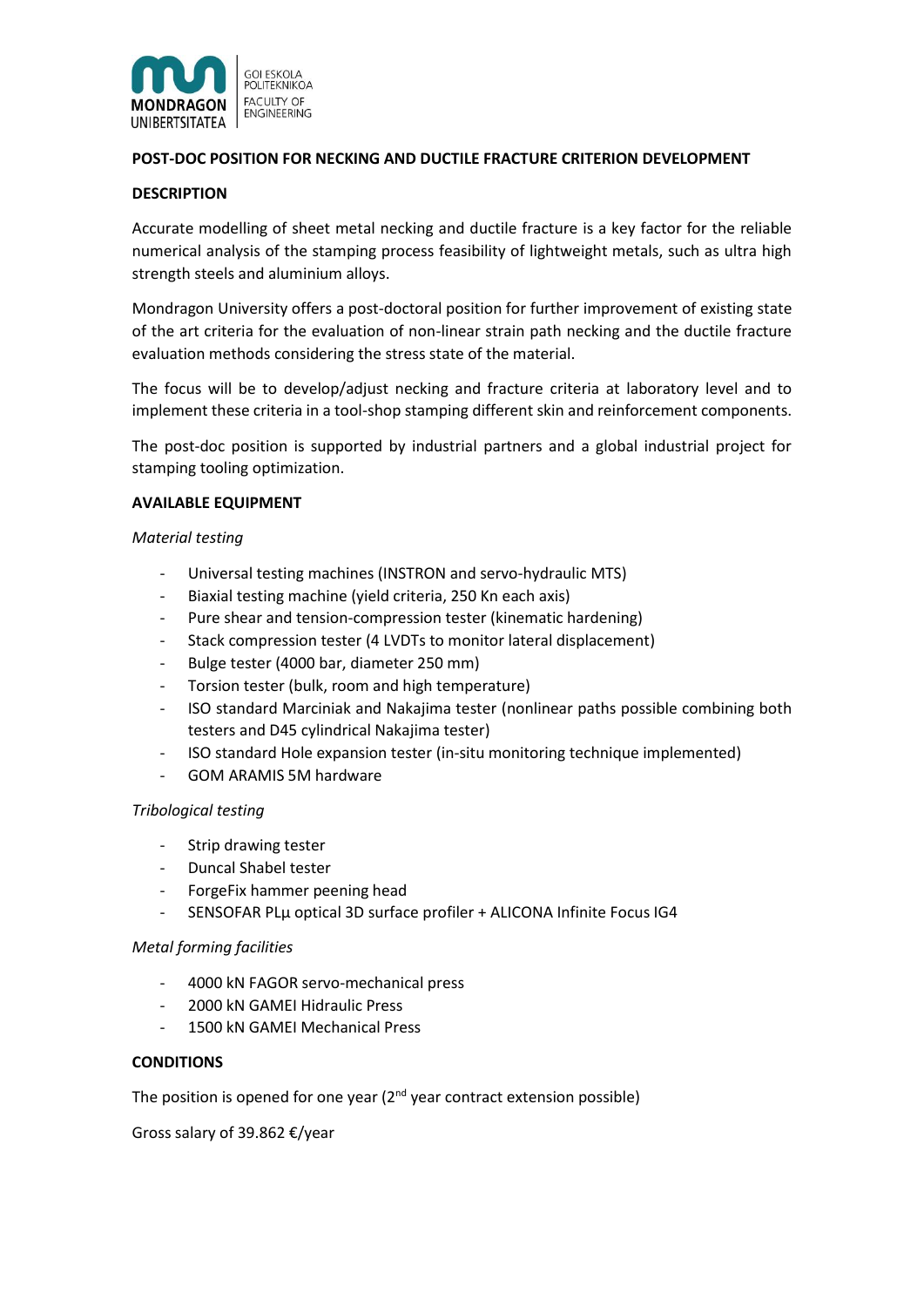MONDRAGON UNIBERTSITATEA

GOI ESKOLA POLITEKNIKOA
FACULTY OF ENGINEERING

**POST-DOC POSITION FOR NECKING AND DUCTILE FRACTURE CRITERION DEVELOPMENT**

**DESCRIPTION**

Accurate modelling of sheet metal necking and ductile fracture is a key factor for the reliable numerical analysis of the stamping process feasibility of lightweight metals, such as ultra high strength steels and aluminium alloys.

Mondragon University offers a post-doctoral position for further improvement of existing state of the art criteria for the evaluation of non-linear strain path necking and the ductile fracture evaluation methods considering the stress state of the material.

The focus will be to develop/adjust necking and fracture criteria at laboratory level and to implement these criteria in a tool-shop stamping different skin and reinforcement components.

The post-doc position is supported by industrial partners and a global industrial project for stamping tooling optimization.

**AVAILABLE EQUIPMENT**

*Material testing*

- Universal testing machines (INSTRON and servo-hydraulic MTS)
- Biaxial testing machine (yield criteria, 250 Kn each axis)
- Pure shear and tension-compression tester (kinematic hardening)
- Stack compression tester (4 LVDTs to monitor lateral displacement)
- Bulge tester (4000 bar, diameter 250 mm)
- Torsion tester (bulk, room and high temperature)
- ISO standard Marciniak and Nakajima tester (nonlinear paths possible combining both testers and D45 cylindrical Nakajima tester)
- ISO standard Hole expansion tester (in-situ monitoring technique implemented)
- GOM ARAMIS 5M hardware

*Tribological testing*

- Strip drawing tester
- Duncal Shabel tester
- ForgeFix hammer peening head
- SENSOFAR PLµ optical 3D surface profiler + ALICONA Infinite Focus IG4

*Metal forming facilities*

- 4000 kN FAGOR servo-mechanical press
- 2000 kN GAMEI Hidraulic Press
- 1500 kN GAMEI Mechanical Press

**CONDITIONS**

The position is opened for one year (2nd year contract extension possible)

Gross salary of 39.862 €/year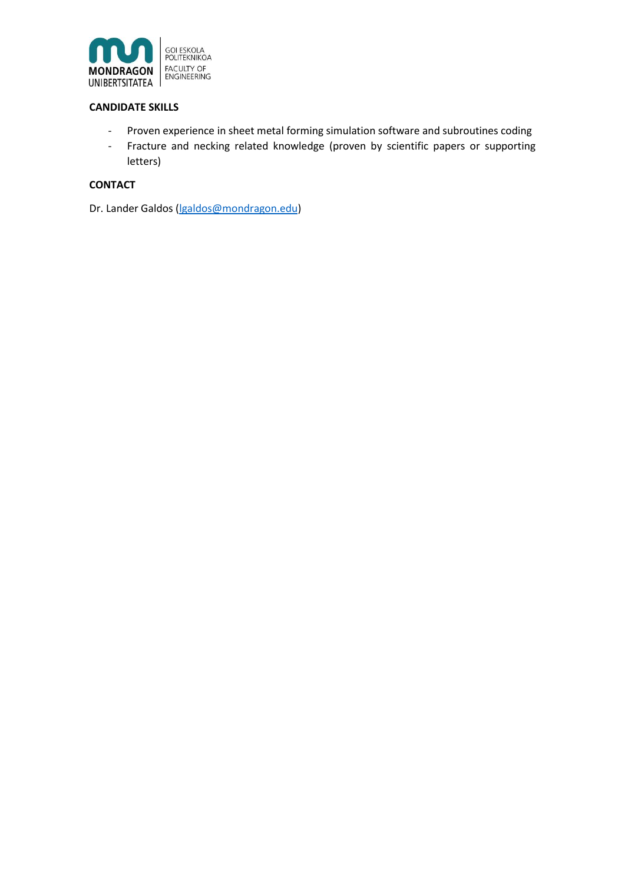**CANDIDATE SKILLS**

- Proven experience in sheet metal forming simulation software and subroutines coding
- Fracture and necking related knowledge (proven by scientific papers or supporting letters)

**CONTACT**

Dr. Lander Galdos (lgaldos@mondragon.edu)